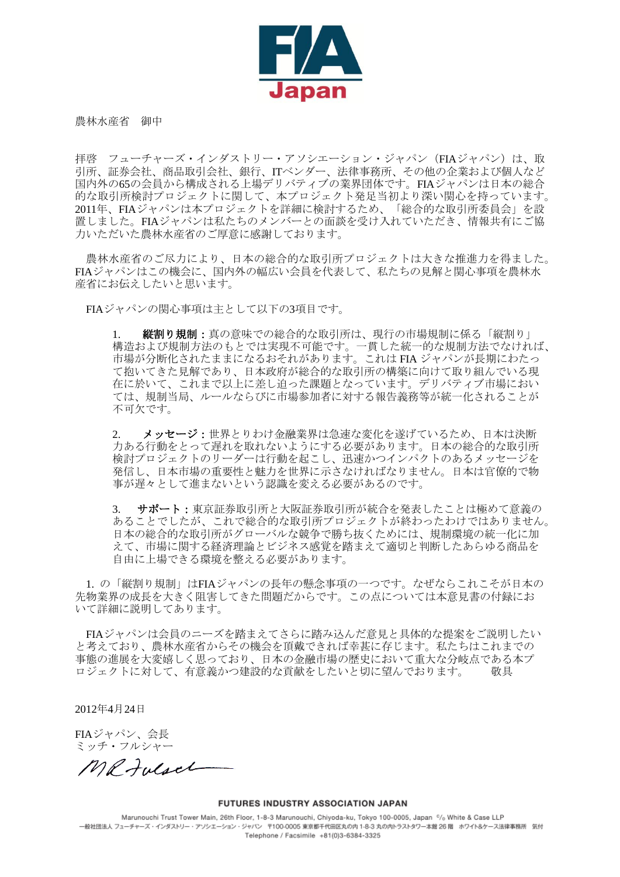農林水産省　御中

拝啓　フューチャーズ・インダストリー・アソシエーション・ジャパン（FIAジャパン）は、取引所、証券会社、商品取引会社、銀行、ITベンダー、法律事務所、その他の企業および個人など国内外の65の会員から構成される上場デリバティブの業界団体です。FIAジャパンは日本の総合的な取引所検討プロジェクトに関して、本プロジェクト発足当初より深い関心を持っています。2011年、FIAジャパンは本プロジェクトを詳細に検討するため、「総合的な取引所委員会」を設置しました。FIAジャパンは私たちのメンバーとの面談を受け入れていただき、情報共有にご協力いただいた農林水産省のご厚意に感謝しております。

農林水産省のご尽力により、日本の総合的な取引所プロジェクトは大きな推進力を得ました。FIAジャパンはこの機会に、国内外の幅広い会員を代表して、私たちの見解と関心事項を農林水産省にお伝えしたいと思います。

FIAジャパンの関心事項は主として以下の3項目です。

1. **縦割り規制：**真の意味での総合的な取引所は、現行の市場規制に係る「縦割り」構造および規制方法のもとでは実現不可能です。一貫した統一的な規制方法でなければ、市場が分断化されたままになるおそれがあります。これは FIA ジャパンが長期にわたって抱いてきた見解であり、日本政府が総合的な取引所の構築に向けて取り組んでいる現在に於いて、これまで以上に差し迫った課題となっています。デリバティブ市場においては、規制当局、ルールならびに市場参加者に対する報告義務等が統一化されることが不可欠です。

2. **メッセージ：**世界とりわけ金融業界は急速な変化を遂げているため、日本は決断力ある行動をとって遅れを取れないようにする必要があります。日本の総合的な取引所検討プロジェクトのリーダーは行動を起こし、迅速かつインパクトのあるメッセージを発信し、日本市場の重要性と魅力を世界に示さなければなりません。日本は官僚的で物事が遅々として進まないという認識を変える必要があるのです。

3. **サポート：**東京証券取引所と大阪証券取引所が統合を発表したことは極めて意義のあることでしたが、これで総合的な取引所プロジェクトが終わったわけではありません。日本の総合的な取引所がグローバルな競争で勝ち抜くためには、規制環境の統一化に加えて、市場に関する経済理論とビジネス感覚を踏まえて適切と判断したあらゆる商品を自由に上場できる環境を整える必要があります。

1. の「縦割り規制」はFIAジャパンの長年の懸念事項の一つです。なぜならこれこそが日本の先物業界の成長を大きく阻害してきた問題だからです。この点については本意見書の付録において詳細に説明してあります。

FIAジャパンは会員のニーズを踏まえてさらに踏み込んだ意見と具体的な提案をご説明したいと考えており、農林水産省からその機会を頂戴できれば幸甚に存じます。私たちはこれまでの事態の進展を大変嬉しく思っており、日本の金融市場の歴史において重大な分岐点である本プロジェクトに対して、有意義かつ建設的な貢献をしたいと切に望んでおります。　　敬具

2012年4月24日

FIAジャパン、会長
ミッチ・フルシャー

MR Fulscher

FUTURES INDUSTRY ASSOCIATION JAPAN

Marunouchi Trust Tower Main, 26th Floor, 1-8-3 Marunouchi, Chiyoda-ku, Tokyo 100-0005, Japan c/o White & Case LLP
一般社団法人 フューチャーズ・インダストリー・アソシエーション・ジャパン　〒100-0005 東京都千代田区丸の内 1-8-3 丸の内トラストタワー本館 26 階　ホワイト&ケース法律事務所　気付
Telephone / Facsimile +81(0)3-6384-3325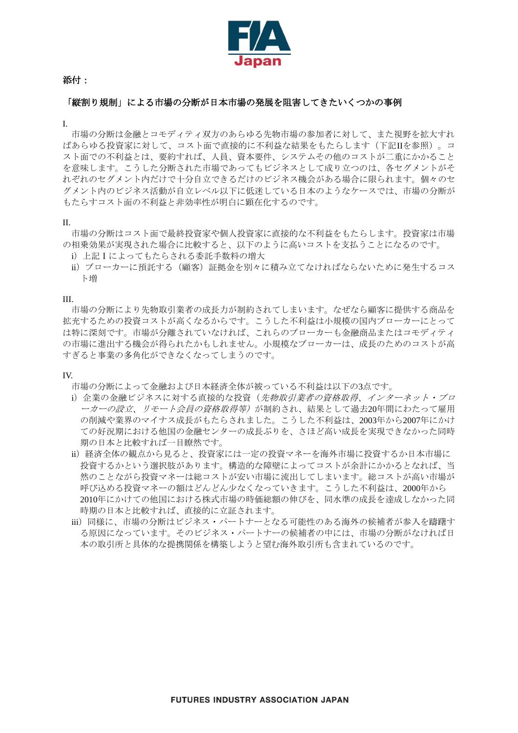**添付：**

## 「縦割り規制」による市場の分断が日本市場の発展を阻害してきたいくつかの事例

I.

市場の分断は金融とコモディティ双方のあらゆる先物市場の参加者に対して、また視野を拡大すればあらゆる投資家に対して、コスト面で直接的に不利益な結果をもたらします（下記IIを参照）。コスト面での不利益とは、要約すれば、人員、資本要件、システムその他のコストが二重にかかることを意味します。こうした分断された市場であってもビジネスとして成り立つのは、各セグメントがそれぞれのセグメント内だけで十分自立できるだけのビジネス機会がある場合に限られます。個々のセグメント内のビジネス活動が自立レベル以下に低迷している日本のようなケースでは、市場の分断がもたらすコスト面の不利益と非効率性が明白に顕在化するのです。

II.

市場の分断はコスト面で最終投資家や個人投資家に直接的な不利益をもたらします。投資家は市場の相乗効果が実現された場合に比較すると、以下のように高いコストを支払うことになるのです。

- i）上記 I によってもたらされる委託手数料の増大
- ii）ブローカーに預託する（顧客）証拠金を別々に積み立てなければならないために発生するコスト増

III.

市場の分断により先物取引業者の成長力が制約されてしまいます。なぜなら顧客に提供する商品を拡充するための投資コストが高くなるからです。こうした不利益は小規模の国内ブローカーにとっては特に深刻です。市場が分離されていなければ、これらのブローカーも金融商品またはコモディティの市場に進出する機会が得られたかもしれません。小規模なブローカーは、成長のためのコストが高すぎると事業の多角化ができなくなってしまうのです。

IV.

市場の分断によって金融および日本経済全体が被っている不利益は以下の3点です。

- i）企業の金融ビジネスに対する直接的な投資（*先物取引業者の資格取得*、*インターネット・ブローカーの設立*、*リモート会員の資格取得等*）が制約され、結果として過去20年間にわたって雇用の削減や業界のマイナス成長がもたらされました。こうした不利益は、2003年から2007年にかけての好況期における他国の金融センターの成長ぶりを、さほど高い成長を実現できなかった同時期の日本と比較すれば一目瞭然です。
- ii）経済全体の観点から見ると、投資家には一定の投資マネーを海外市場に投資するか日本市場に投資するかという選択肢があります。構造的な障壁によってコストが余計にかかるとなれば、当然のことながら投資マネーは総コストが安い市場に流出してしまいます。総コストが高い市場が呼び込める投資マネーの額はどんどん少なくなっていきます。こうした不利益は、2000年から2010年にかけての他国における株式市場の時価総額の伸びを、同水準の成長を達成しなかった同時期の日本と比較すれば、直接的に立証されます。
- iii）同様に、市場の分断はビジネス・パートナーとなる可能性のある海外の候補者が参入を躊躇する原因になっています。そのビジネス・パートナーの候補者の中には、市場の分断がなければ日本の取引所と具体的な提携関係を構築しようと望む海外取引所も含まれているのです。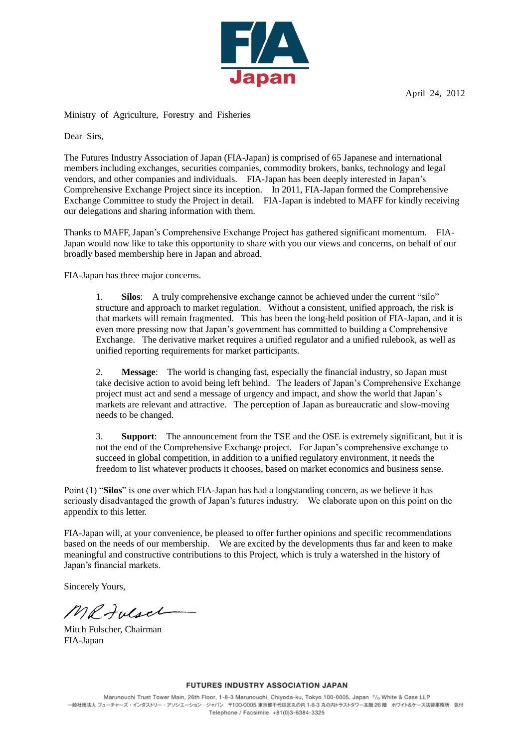FIA Japan

April 24, 2012

Ministry of Agriculture, Forestry and Fisheries

Dear Sirs,

The Futures Industry Association of Japan (FIA-Japan) is comprised of 65 Japanese and international members including exchanges, securities companies, commodity brokers, banks, technology and legal vendors, and other companies and individuals. FIA-Japan has been deeply interested in Japan's Comprehensive Exchange Project since its inception. In 2011, FIA-Japan formed the Comprehensive Exchange Committee to study the Project in detail. FIA-Japan is indebted to MAFF for kindly receiving our delegations and sharing information with them.

Thanks to MAFF, Japan's Comprehensive Exchange Project has gathered significant momentum. FIA-Japan would now like to take this opportunity to share with you our views and concerns, on behalf of our broadly based membership here in Japan and abroad.

FIA-Japan has three major concerns.

1. **Silos**: A truly comprehensive exchange cannot be achieved under the current "silo" structure and approach to market regulation. Without a consistent, unified approach, the risk is that markets will remain fragmented. This has been the long-held position of FIA-Japan, and it is even more pressing now that Japan's government has committed to building a Comprehensive Exchange. The derivative market requires a unified regulator and a unified rulebook, as well as unified reporting requirements for market participants.

2. **Message**: The world is changing fast, especially the financial industry, so Japan must take decisive action to avoid being left behind. The leaders of Japan's Comprehensive Exchange project must act and send a message of urgency and impact, and show the world that Japan's markets are relevant and attractive. The perception of Japan as bureaucratic and slow-moving needs to be changed.

3. **Support**: The announcement from the TSE and the OSE is extremely significant, but it is not the end of the Comprehensive Exchange project. For Japan's comprehensive exchange to succeed in global competition, in addition to a unified regulatory environment, it needs the freedom to list whatever products it chooses, based on market economics and business sense.

Point (1) "**Silos**" is one over which FIA-Japan has had a longstanding concern, as we believe it has seriously disadvantaged the growth of Japan's futures industry. We elaborate upon on this point on the appendix to this letter.

FIA-Japan will, at your convenience, be pleased to offer further opinions and specific recommendations based on the needs of our membership. We are excited by the developments thus far and keen to make meaningful and constructive contributions to this Project, which is truly a watershed in the history of Japan's financial markets.

Sincerely Yours,

Mitch Fulscher, Chairman
FIA-Japan

**FUTURES INDUSTRY ASSOCIATION JAPAN**

Marunouchi Trust Tower Main, 26th Floor, 1-8-3 Marunouchi, Chiyoda-ku, Tokyo 100-0005, Japan c/o White & Case LLP
一般社団法人 フューチャーズ・インダストリー・アソシエーション・ジャパン 〒100-0005 東京都千代田区丸の内 1-8-3 丸の内トラストタワー本館 26 階 ホワイト&ケース法律事務所 気付
Telephone / Facsimile +81(0)3-6384-3325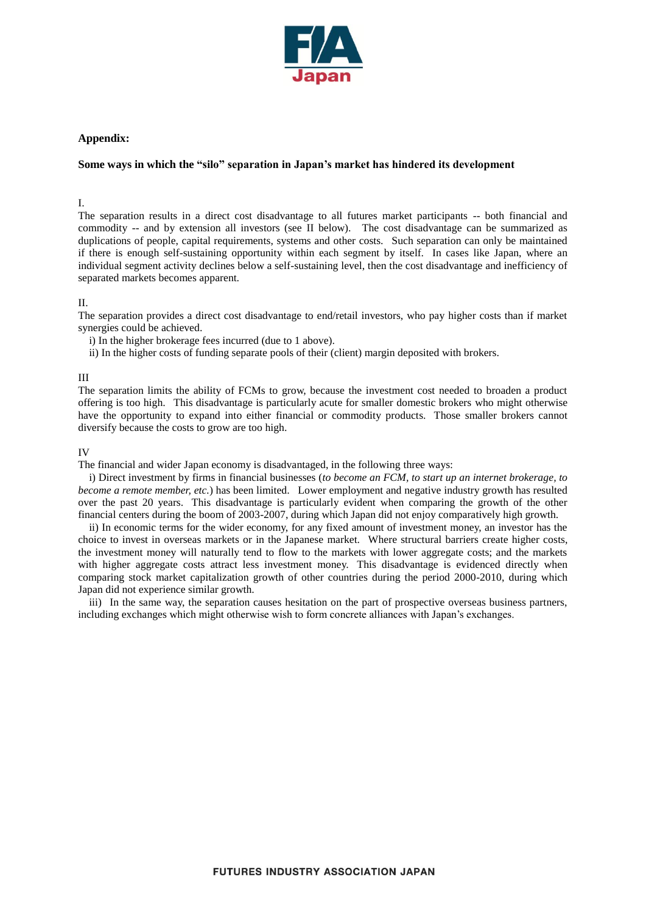**Appendix:**

**Some ways in which the "silo" separation in Japan's market has hindered its development**

I.

The separation results in a direct cost disadvantage to all futures market participants -- both financial and commodity -- and by extension all investors (see II below). The cost disadvantage can be summarized as duplications of people, capital requirements, systems and other costs. Such separation can only be maintained if there is enough self-sustaining opportunity within each segment by itself. In cases like Japan, where an individual segment activity declines below a self-sustaining level, then the cost disadvantage and inefficiency of separated markets becomes apparent.

II.

The separation provides a direct cost disadvantage to end/retail investors, who pay higher costs than if market synergies could be achieved.

i) In the higher brokerage fees incurred (due to 1 above).

ii) In the higher costs of funding separate pools of their (client) margin deposited with brokers.

III

The separation limits the ability of FCMs to grow, because the investment cost needed to broaden a product offering is too high. This disadvantage is particularly acute for smaller domestic brokers who might otherwise have the opportunity to expand into either financial or commodity products. Those smaller brokers cannot diversify because the costs to grow are too high.

IV

The financial and wider Japan economy is disadvantaged, in the following three ways:

i) Direct investment by firms in financial businesses (*to become an FCM, to start up an internet brokerage, to become a remote member, etc.*) has been limited. Lower employment and negative industry growth has resulted over the past 20 years. This disadvantage is particularly evident when comparing the growth of the other financial centers during the boom of 2003-2007, during which Japan did not enjoy comparatively high growth.

ii) In economic terms for the wider economy, for any fixed amount of investment money, an investor has the choice to invest in overseas markets or in the Japanese market. Where structural barriers create higher costs, the investment money will naturally tend to flow to the markets with lower aggregate costs; and the markets with higher aggregate costs attract less investment money. This disadvantage is evidenced directly when comparing stock market capitalization growth of other countries during the period 2000-2010, during which Japan did not experience similar growth.

iii) In the same way, the separation causes hesitation on the part of prospective overseas business partners, including exchanges which might otherwise wish to form concrete alliances with Japan's exchanges.